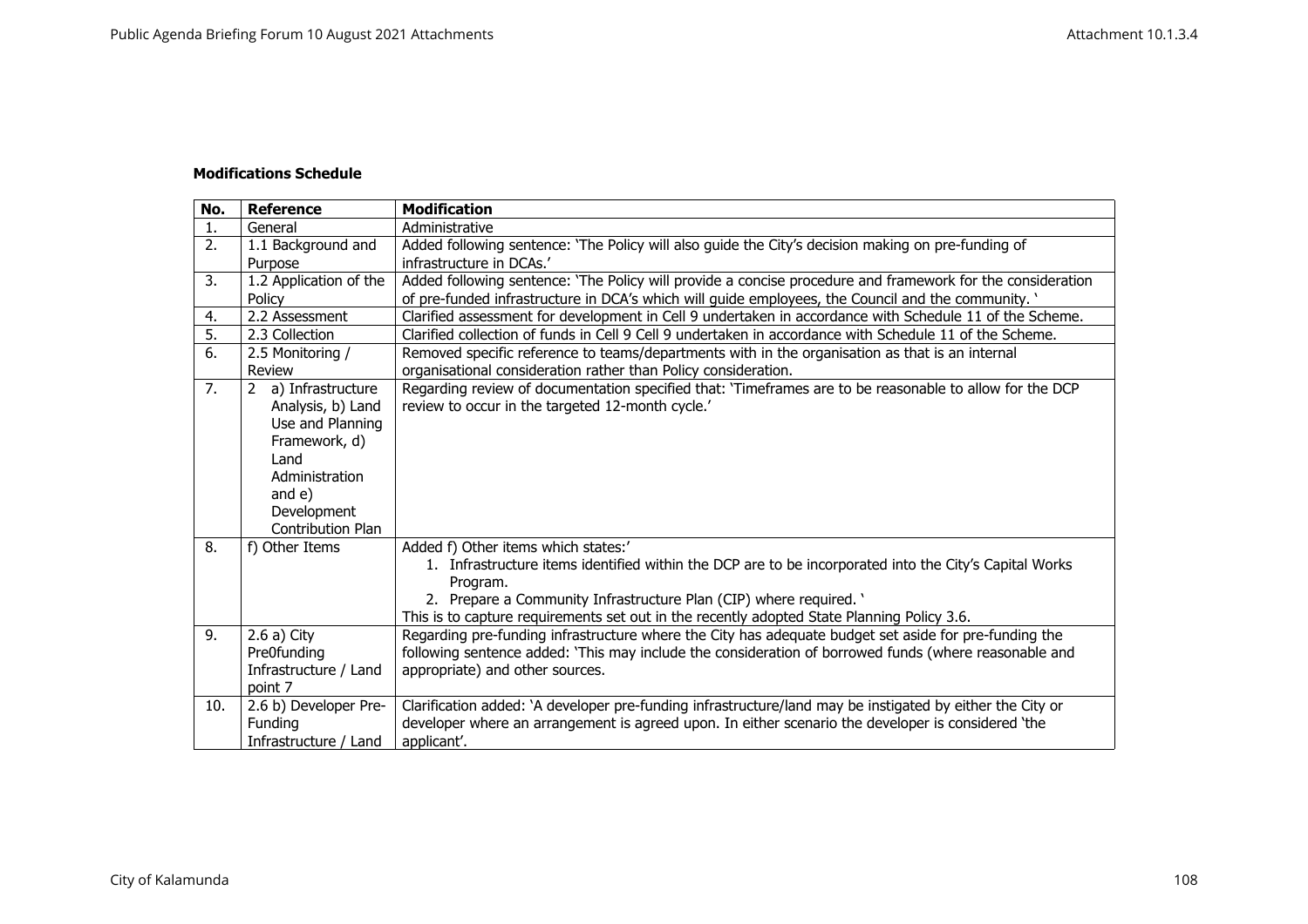**Modifications Schedule**

| No. | Reference | Modification |
|---|---|---|
| 1. | General | Administrative |
| 2. | 1.1 Background and Purpose | Added following sentence: 'The Policy will also guide the City's decision making on pre-funding of infrastructure in DCAs.' |
| 3. | 1.2 Application of the Policy | Added following sentence: 'The Policy will provide a concise procedure and framework for the consideration of pre-funded infrastructure in DCA's which will guide employees, the Council and the community. ' |
| 4. | 2.2 Assessment | Clarified assessment for development in Cell 9 undertaken in accordance with Schedule 11 of the Scheme. |
| 5. | 2.3 Collection | Clarified collection of funds in Cell 9 Cell 9 undertaken in accordance with Schedule 11 of the Scheme. |
| 6. | 2.5 Monitoring / Review | Removed specific reference to teams/departments with in the organisation as that is an internal organisational consideration rather than Policy consideration. |
| 7. | 2 a) Infrastructure Analysis, b) Land Use and Planning Framework, d) Land Administration and e) Development Contribution Plan | Regarding review of documentation specified that: 'Timeframes are to be reasonable to allow for the DCP review to occur in the targeted 12-month cycle.' |
| 8. | f) Other Items | Added f) Other items which states:'<br>1. Infrastructure items identified within the DCP are to be incorporated into the City's Capital Works Program.<br>2. Prepare a Community Infrastructure Plan (CIP) where required. '<br>This is to capture requirements set out in the recently adopted State Planning Policy 3.6. |
| 9. | 2.6 a) City Pre0funding Infrastructure / Land point 7 | Regarding pre-funding infrastructure where the City has adequate budget set aside for pre-funding the following sentence added: 'This may include the consideration of borrowed funds (where reasonable and appropriate) and other sources. |
| 10. | 2.6 b) Developer Pre-Funding Infrastructure / Land | Clarification added: 'A developer pre-funding infrastructure/land may be instigated by either the City or developer where an arrangement is agreed upon. In either scenario the developer is considered 'the applicant'. |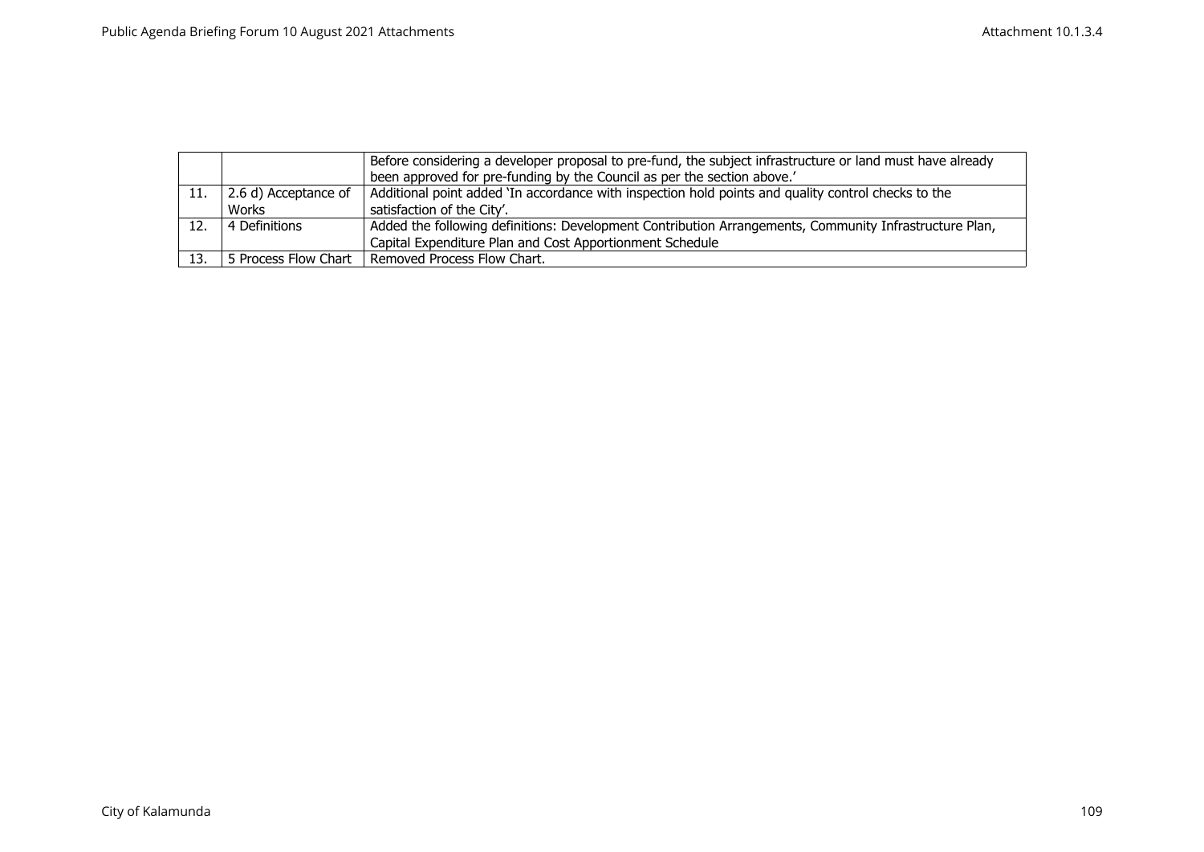| | | |
|---|---|---|
| | | Before considering a developer proposal to pre-fund, the subject infrastructure or land must have already been approved for pre-funding by the Council as per the section above.' |
| 11. | 2.6 d) Acceptance of Works | Additional point added 'In accordance with inspection hold points and quality control checks to the satisfaction of the City'. |
| 12. | 4 Definitions | Added the following definitions: Development Contribution Arrangements, Community Infrastructure Plan, Capital Expenditure Plan and Cost Apportionment Schedule |
| 13. | 5 Process Flow Chart | Removed Process Flow Chart. |